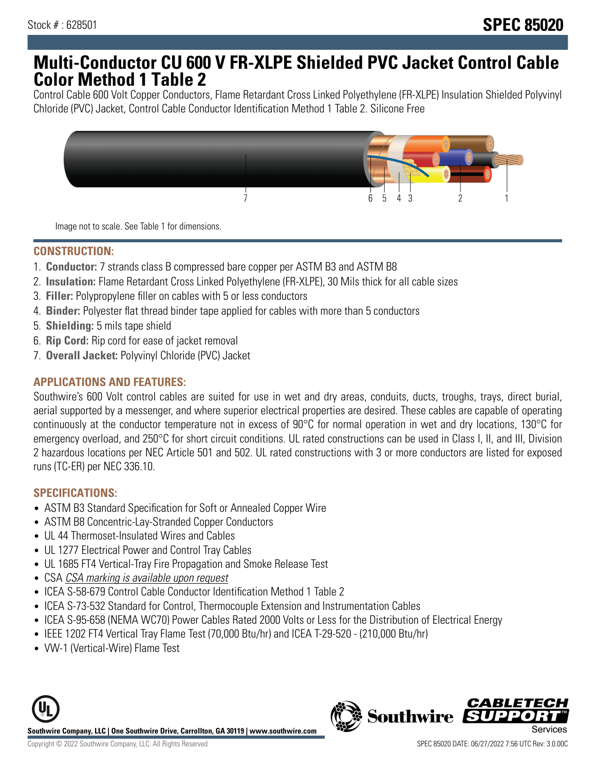Stock # : 628501

# SPEC 85020

# Multi-Conductor CU 600 V FR-XLPE Shielded PVC Jacket Control Cable Color Method 1 Table 2

Control Cable 600 Volt Copper Conductors, Flame Retardant Cross Linked Polyethylene (FR-XLPE) Insulation Shielded Polyvinyl Chloride (PVC) Jacket, Control Cable Conductor Identification Method 1 Table 2. Silicone Free

Image not to scale. See Table 1 for dimensions.

## CONSTRUCTION:

1. **Conductor:** 7 strands class B compressed bare copper per ASTM B3 and ASTM B8
2. **Insulation:** Flame Retardant Cross Linked Polyethylene (FR-XLPE), 30 Mils thick for all cable sizes
3. **Filler:** Polypropylene filler on cables with 5 or less conductors
4. **Binder:** Polyester flat thread binder tape applied for cables with more than 5 conductors
5. **Shielding:** 5 mils tape shield
6. **Rip Cord:** Rip cord for ease of jacket removal
7. **Overall Jacket:** Polyvinyl Chloride (PVC) Jacket

## APPLICATIONS AND FEATURES:

Southwire's 600 Volt control cables are suited for use in wet and dry areas, conduits, ducts, troughs, trays, direct burial, aerial supported by a messenger, and where superior electrical properties are desired. These cables are capable of operating continuously at the conductor temperature not in excess of 90°C for normal operation in wet and dry locations, 130°C for emergency overload, and 250°C for short circuit conditions. UL rated constructions can be used in Class I, II, and III, Division 2 hazardous locations per NEC Article 501 and 502. UL rated constructions with 3 or more conductors are listed for exposed runs (TC-ER) per NEC 336.10.

## SPECIFICATIONS:

- ASTM B3 Standard Specification for Soft or Annealed Copper Wire
- ASTM B8 Concentric-Lay-Stranded Copper Conductors
- UL 44 Thermoset-Insulated Wires and Cables
- UL 1277 Electrical Power and Control Tray Cables
- UL 1685 FT4 Vertical-Tray Fire Propagation and Smoke Release Test
- CSA *CSA marking is available upon request*
- ICEA S-58-679 Control Cable Conductor Identification Method 1 Table 2
- ICEA S-73-532 Standard for Control, Thermocouple Extension and Instrumentation Cables
- ICEA S-95-658 (NEMA WC70) Power Cables Rated 2000 Volts or Less for the Distribution of Electrical Energy
- IEEE 1202 FT4 Vertical Tray Flame Test (70,000 Btu/hr) and ICEA T-29-520 - (210,000 Btu/hr)
- VW-1 (Vertical-Wire) Flame Test

Southwire Company, LLC | One Southwire Drive, Carrollton, GA 30119 | www.southwire.com

Copyright © 2022 Southwire Company, LLC. All Rights Reserved

SPEC 85020 DATE: 06/27/2022 7:56 UTC Rev: 3.0.00C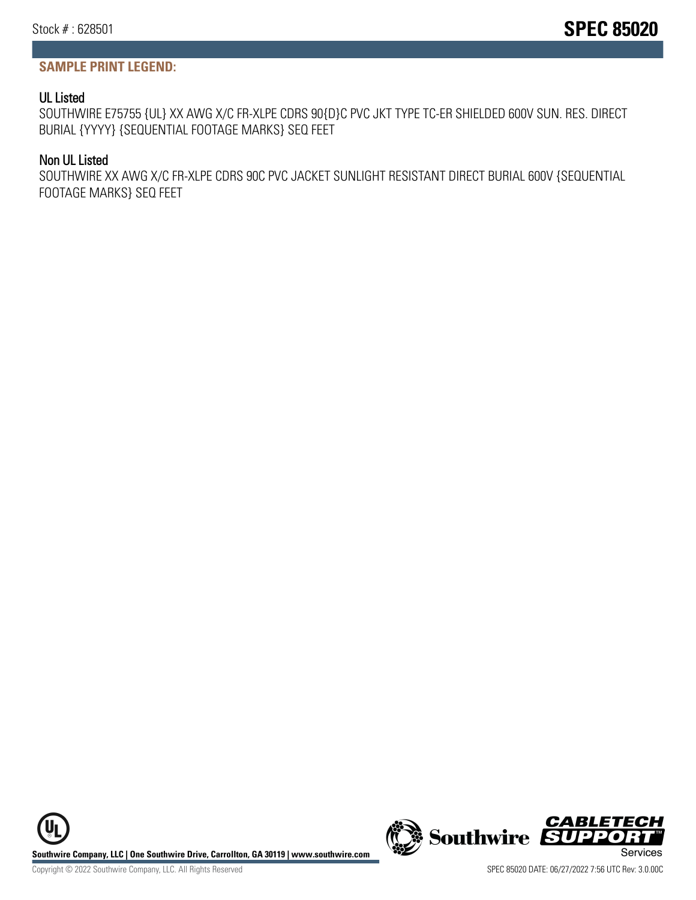## SAMPLE PRINT LEGEND:

### UL Listed

SOUTHWIRE E75755 {UL} XX AWG X/C FR-XLPE CDRS 90{D}C PVC JKT TYPE TC-ER SHIELDED 600V SUN. RES. DIRECT BURIAL {YYYY} {SEQUENTIAL FOOTAGE MARKS} SEQ FEET

### Non UL Listed

SOUTHWIRE XX AWG X/C FR-XLPE CDRS 90C PVC JACKET SUNLIGHT RESISTANT DIRECT BURIAL 600V {SEQUENTIAL FOOTAGE MARKS} SEQ FEET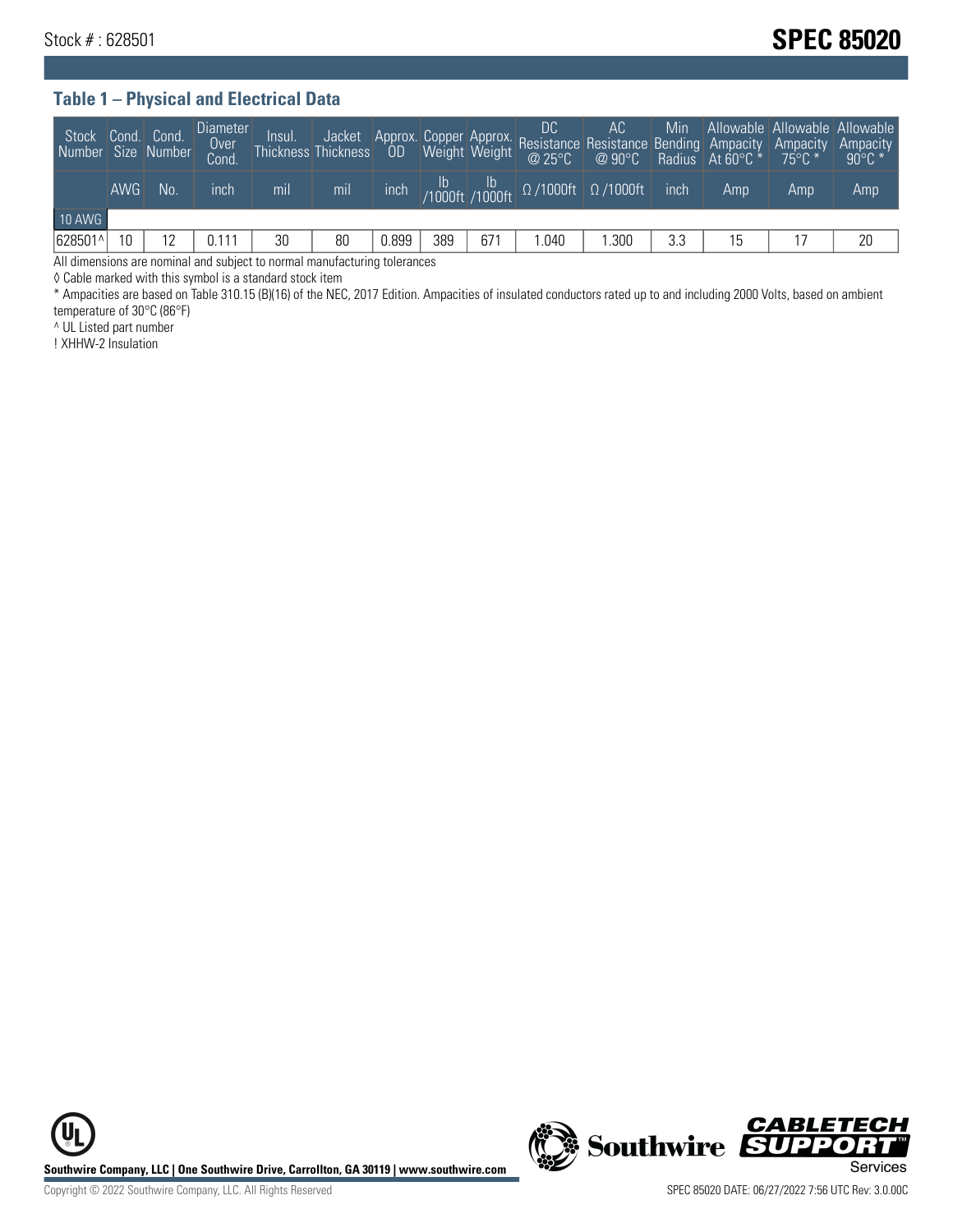### Table 1 – Physical and Electrical Data

| Stock Number | Cond. Size | Cond. Number | Diameter Over Cond. | Insul. Thickness | Jacket Thickness | Approx. OD | Copper Weight | Approx. Weight | DC Resistance @ 25°C | AC Resistance @ 90°C | Min Bending Radius | Allowable Ampacity At 60°C * | Allowable Ampacity 75°C * | Allowable Ampacity 90°C * |
|---|---|---|---|---|---|---|---|---|---|---|---|---|---|---|
| | AWG | No. | inch | mil | mil | inch | lb /1000ft | lb /1000ft | Ω /1000ft | Ω /1000ft | inch | Amp | Amp | Amp |
| 10 AWG | | | | | | | | | | | | | | |
| 628501^ | 10 | 12 | 0.111 | 30 | 80 | 0.899 | 389 | 671 | 1.040 | 1.300 | 3.3 | 15 | 17 | 20 |

All dimensions are nominal and subject to normal manufacturing tolerances

◊ Cable marked with this symbol is a standard stock item

* Ampacities are based on Table 310.15 (B)(16) of the NEC, 2017 Edition. Ampacities of insulated conductors rated up to and including 2000 Volts, based on ambient temperature of 30°C (86°F)

^ UL Listed part number

! XHHW-2 Insulation